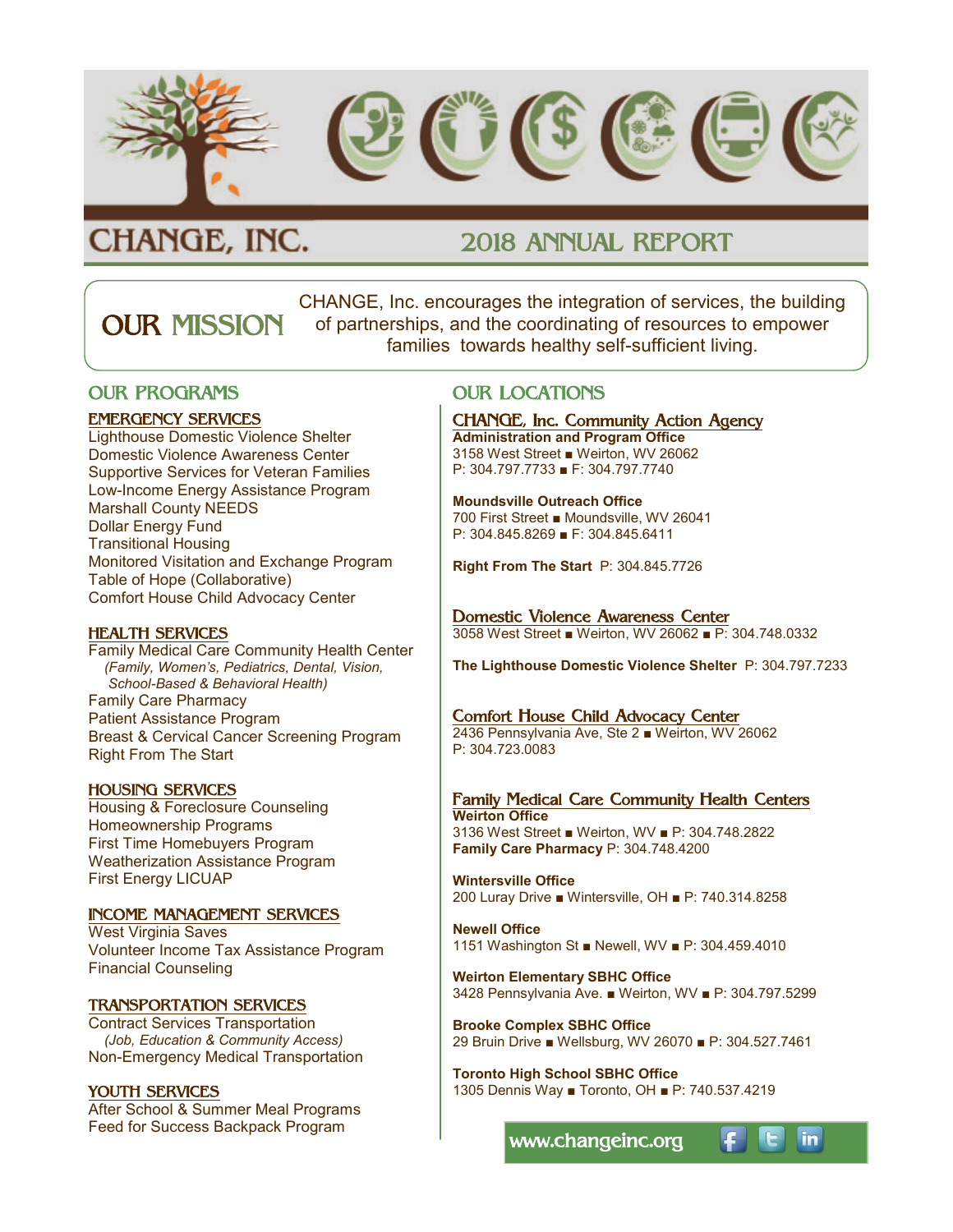# CHANGE, INC.

## 2018 ANNUAL REPORT

## OUR MISSION

CHANGE, Inc. encourages the integration of services, the building of partnerships, and the coordinating of resources to empower families towards healthy self-sufficient living.

## OUR PROGRAMS

### EMERGENCY SERVICES

Lighthouse Domestic Violence Shelter
Domestic Violence Awareness Center
Supportive Services for Veteran Families
Low-Income Energy Assistance Program
Marshall County NEEDS
Dollar Energy Fund
Transitional Housing
Monitored Visitation and Exchange Program
Table of Hope (Collaborative)
Comfort House Child Advocacy Center

### HEALTH SERVICES

Family Medical Care Community Health Center
*(Family, Women's, Pediatrics, Dental, Vision, School-Based & Behavioral Health)*
Family Care Pharmacy
Patient Assistance Program
Breast & Cervical Cancer Screening Program
Right From The Start

### HOUSING SERVICES

Housing & Foreclosure Counseling
Homeownership Programs
First Time Homebuyers Program
Weatherization Assistance Program
First Energy LICUAP

### INCOME MANAGEMENT SERVICES

West Virginia Saves
Volunteer Income Tax Assistance Program
Financial Counseling

### TRANSPORTATION SERVICES

Contract Services Transportation
*(Job, Education & Community Access)*
Non-Emergency Medical Transportation

### YOUTH SERVICES

After School & Summer Meal Programs
Feed for Success Backpack Program

## OUR LOCATIONS

### CHANGE, Inc. Community Action Agency

**Administration and Program Office**
3158 West Street ■ Weirton, WV 26062
P: 304.797.7733 ■ F: 304.797.7740

**Moundsville Outreach Office**
700 First Street ■ Moundsville, WV 26041
P: 304.845.8269 ■ F: 304.845.6411

**Right From The Start** P: 304.845.7726

### Domestic Violence Awareness Center

3058 West Street ■ Weirton, WV 26062 ■ P: 304.748.0332

**The Lighthouse Domestic Violence Shelter** P: 304.797.7233

### Comfort House Child Advocacy Center

2436 Pennsylvania Ave, Ste 2 ■ Weirton, WV 26062
P: 304.723.0083

### Family Medical Care Community Health Centers

**Weirton Office**
3136 West Street ■ Weirton, WV ■ P: 304.748.2822
**Family Care Pharmacy** P: 304.748.4200

**Wintersville Office**
200 Luray Drive ■ Wintersville, OH ■ P: 740.314.8258

**Newell Office**
1151 Washington St ■ Newell, WV ■ P: 304.459.4010

**Weirton Elementary SBHC Office**
3428 Pennsylvania Ave. ■ Weirton, WV ■ P: 304.797.5299

**Brooke Complex SBHC Office**
29 Bruin Drive ■ Wellsburg, WV 26070 ■ P: 304.527.7461

**Toronto High School SBHC Office**
1305 Dennis Way ■ Toronto, OH ■ P: 740.537.4219

www.changeinc.org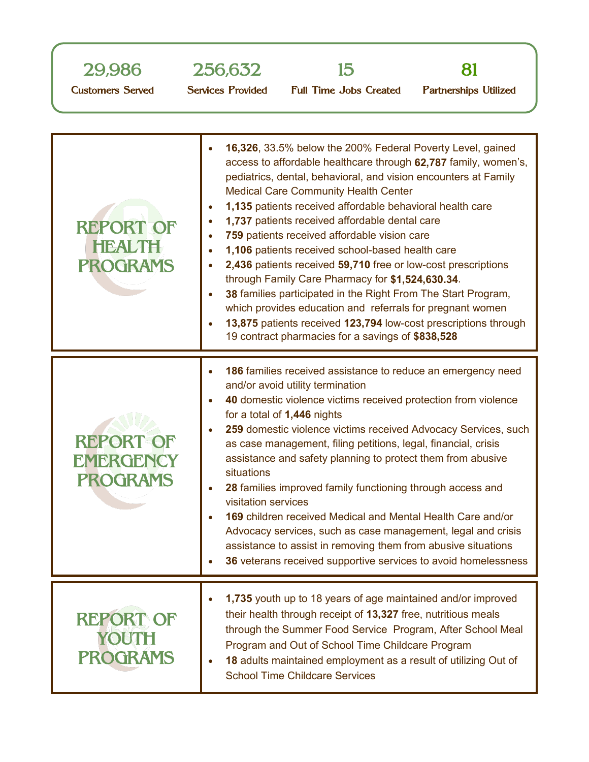| 29,986 | 256,632 | 15 | 81 |
|---|---|---|---|
| Customers Served | Services Provided | Full Time Jobs Created | Partnerships Utilized |

## REPORT OF HEALTH PROGRAMS

- **16,326**, 33.5% below the 200% Federal Poverty Level, gained access to affordable healthcare through **62,787** family, women's, pediatrics, dental, behavioral, and vision encounters at Family Medical Care Community Health Center
- **1,135** patients received affordable behavioral health care
- **1,737** patients received affordable dental care
- **759** patients received affordable vision care
- **1,106** patients received school-based health care
- **2,436** patients received **59,710** free or low-cost prescriptions through Family Care Pharmacy for **$1,524,630.34**.
- **38** families participated in the Right From The Start Program, which provides education and referrals for pregnant women
- **13,875** patients received **123,794** low-cost prescriptions through 19 contract pharmacies for a savings of **$838,528**

## REPORT OF EMERGENCY PROGRAMS

- **186** families received assistance to reduce an emergency need and/or avoid utility termination
- **40** domestic violence victims received protection from violence for a total of **1,446** nights
- **259** domestic violence victims received Advocacy Services, such as case management, filing petitions, legal, financial, crisis assistance and safety planning to protect them from abusive situations
- **28** families improved family functioning through access and visitation services
- **169** children received Medical and Mental Health Care and/or Advocacy services, such as case management, legal and crisis assistance to assist in removing them from abusive situations
- **36** veterans received supportive services to avoid homelessness

## REPORT OF YOUTH PROGRAMS

- **1,735** youth up to 18 years of age maintained and/or improved their health through receipt of **13,327** free, nutritious meals through the Summer Food Service Program, After School Meal Program and Out of School Time Childcare Program
- **18** adults maintained employment as a result of utilizing Out of School Time Childcare Services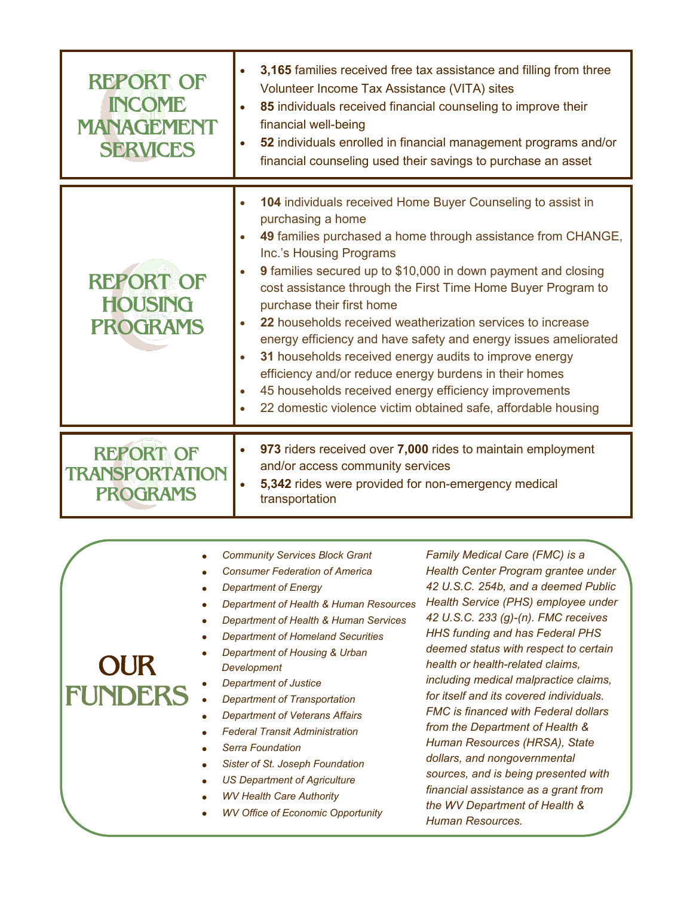## REPORT OF INCOME MANAGEMENT SERVICES

- **3,165** families received free tax assistance and filling from three Volunteer Income Tax Assistance (VITA) sites
- **85** individuals received financial counseling to improve their financial well-being
- **52** individuals enrolled in financial management programs and/or financial counseling used their savings to purchase an asset

## REPORT OF HOUSING PROGRAMS

- **104** individuals received Home Buyer Counseling to assist in purchasing a home
- **49** families purchased a home through assistance from CHANGE, Inc.'s Housing Programs
- **9** families secured up to $10,000 in down payment and closing cost assistance through the First Time Home Buyer Program to purchase their first home
- **22** households received weatherization services to increase energy efficiency and have safety and energy issues ameliorated
- **31** households received energy audits to improve energy efficiency and/or reduce energy burdens in their homes
- 45 households received energy efficiency improvements
- 22 domestic violence victim obtained safe, affordable housing

## REPORT OF TRANSPORTATION PROGRAMS

- **973** riders received over **7,000** rides to maintain employment and/or access community services
- **5,342** rides were provided for non-emergency medical transportation

## OUR FUNDERS

- *Community Services Block Grant*
- *Consumer Federation of America*
- *Department of Energy*
- *Department of Health & Human Resources*
- *Department of Health & Human Services*
- *Department of Homeland Securities*
- *Department of Housing & Urban Development*
- *Department of Justice*
- *Department of Transportation*
- *Department of Veterans Affairs*
- *Federal Transit Administration*
- *Serra Foundation*
- *Sister of St. Joseph Foundation*
- *US Department of Agriculture*
- *WV Health Care Authority*
- *WV Office of Economic Opportunity*

*Family Medical Care (FMC) is a Health Center Program grantee under 42 U.S.C. 254b, and a deemed Public Health Service (PHS) employee under 42 U.S.C. 233 (g)-(n). FMC receives HHS funding and has Federal PHS deemed status with respect to certain health or health-related claims, including medical malpractice claims, for itself and its covered individuals. FMC is financed with Federal dollars from the Department of Health & Human Resources (HRSA), State dollars, and nongovernmental sources, and is being presented with financial assistance as a grant from the WV Department of Health & Human Resources.*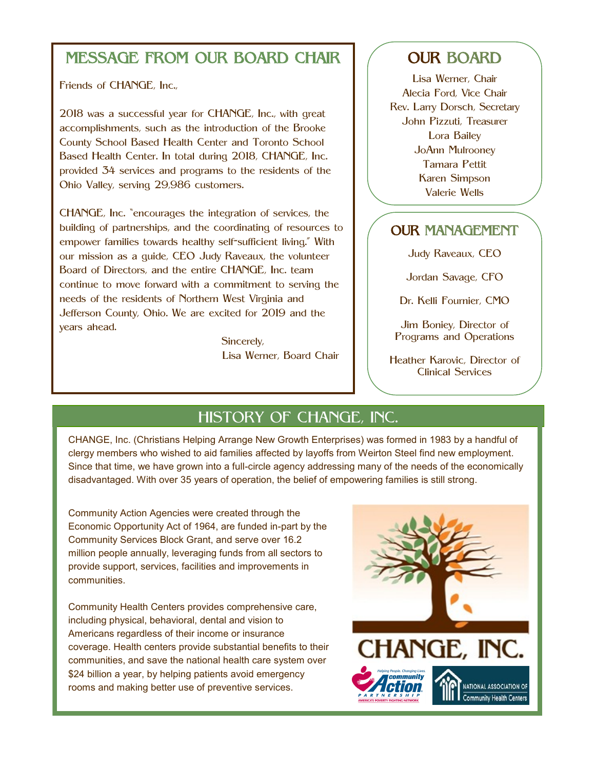## MESSAGE FROM OUR BOARD CHAIR

Friends of CHANGE, Inc.,

2018 was a successful year for CHANGE, Inc., with great accomplishments, such as the introduction of the Brooke County School Based Health Center and Toronto School Based Health Center. In total during 2018, CHANGE, Inc. provided 34 services and programs to the residents of the Ohio Valley, serving 29,986 customers.

CHANGE, Inc. "encourages the integration of services, the building of partnerships, and the coordinating of resources to empower families towards healthy self-sufficient living." With our mission as a guide, CEO Judy Raveaux, the volunteer Board of Directors, and the entire CHANGE, Inc. team continue to move forward with a commitment to serving the needs of the residents of Northern West Virginia and Jefferson County, Ohio. We are excited for 2019 and the years ahead.

Sincerely,
Lisa Werner, Board Chair

## OUR BOARD

Lisa Werner, Chair
Alecia Ford, Vice Chair
Rev. Larry Dorsch, Secretary
John Pizzuti, Treasurer
Lora Bailey
JoAnn Mulrooney
Tamara Pettit
Karen Simpson
Valerie Wells

## OUR MANAGEMENT

Judy Raveaux, CEO

Jordan Savage, CFO

Dr. Kelli Fournier, CMO

Jim Boniey, Director of Programs and Operations

Heather Karovic, Director of Clinical Services

## HISTORY OF CHANGE, INC.

CHANGE, Inc. (Christians Helping Arrange New Growth Enterprises) was formed in 1983 by a handful of clergy members who wished to aid families affected by layoffs from Weirton Steel find new employment. Since that time, we have grown into a full-circle agency addressing many of the needs of the economically disadvantaged. With over 35 years of operation, the belief of empowering families is still strong.

Community Action Agencies were created through the Economic Opportunity Act of 1964, are funded in-part by the Community Services Block Grant, and serve over 16.2 million people annually, leveraging funds from all sectors to provide support, services, facilities and improvements in communities.

Community Health Centers provides comprehensive care, including physical, behavioral, dental and vision to Americans regardless of their income or insurance coverage. Health centers provide substantial benefits to their communities, and save the national health care system over $24 billion a year, by helping patients avoid emergency rooms and making better use of preventive services.

CHANGE, INC.